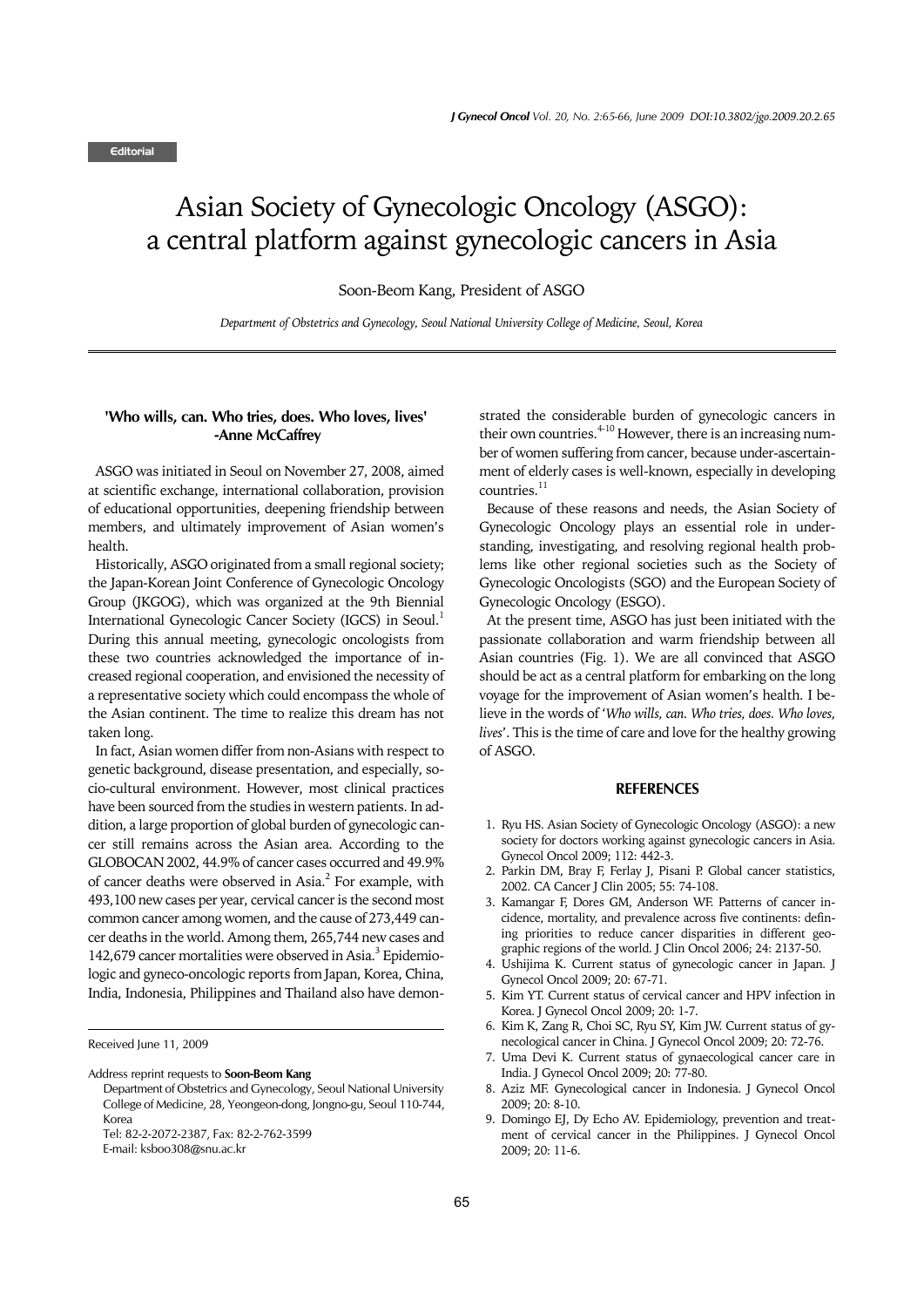Editorial

# Asian Society of Gynecologic Oncology (ASGO): a central platform against gynecologic cancers in Asia

Soon-Beom Kang, President of ASGO

*Department of Obstetrics and Gynecology, Seoul National University College of Medicine, Seoul, Korea*

**'Who wills, can. Who tries, does. Who loves, lives' -Anne McCaffrey**

ASGO was initiated in Seoul on November 27, 2008, aimed at scientific exchange, international collaboration, provision of educational opportunities, deepening friendship between members, and ultimately improvement of Asian women's health.

Historically, ASGO originated from a small regional society; the Japan-Korean Joint Conference of Gynecologic Oncology Group (JKGOG), which was organized at the 9th Biennial International Gynecologic Cancer Society (IGCS) in Seoul.[1] During this annual meeting, gynecologic oncologists from these two countries acknowledged the importance of increased regional cooperation, and envisioned the necessity of a representative society which could encompass the whole of the Asian continent. The time to realize this dream has not taken long.

In fact, Asian women differ from non-Asians with respect to genetic background, disease presentation, and especially, socio-cultural environment. However, most clinical practices have been sourced from the studies in western patients. In addition, a large proportion of global burden of gynecologic cancer still remains across the Asian area. According to the GLOBOCAN 2002, 44.9% of cancer cases occurred and 49.9% of cancer deaths were observed in Asia.[2] For example, with 493,100 new cases per year, cervical cancer is the second most common cancer among women, and the cause of 273,449 cancer deaths in the world. Among them, 265,744 new cases and 142,679 cancer mortalities were observed in Asia.[3] Epidemiologic and gyneco-oncologic reports from Japan, Korea, China, India, Indonesia, Philippines and Thailand also have demonstrated the considerable burden of gynecologic cancers in their own countries.[4-10] However, there is an increasing number of women suffering from cancer, because under-ascertainment of elderly cases is well-known, especially in developing countries.[11]

Because of these reasons and needs, the Asian Society of Gynecologic Oncology plays an essential role in understanding, investigating, and resolving regional health problems like other regional societies such as the Society of Gynecologic Oncologists (SGO) and the European Society of Gynecologic Oncology (ESGO).

At the present time, ASGO has just been initiated with the passionate collaboration and warm friendship between all Asian countries (Fig. 1). We are all convinced that ASGO should be act as a central platform for embarking on the long voyage for the improvement of Asian women's health. I believe in the words of '*Who wills, can. Who tries, does. Who loves, lives*'. This is the time of care and love for the healthy growing of ASGO.

Received June 11, 2009

Address reprint requests to **Soon-Beom Kang**
Department of Obstetrics and Gynecology, Seoul National University College of Medicine, 28, Yeongeon-dong, Jongno-gu, Seoul 110-744, Korea
Tel: 82-2-2072-2387, Fax: 82-2-762-3599
E-mail: ksboo308@snu.ac.kr

## REFERENCES

1. Ryu HS. Asian Society of Gynecologic Oncology (ASGO): a new society for doctors working against gynecologic cancers in Asia. Gynecol Oncol 2009; 112: 442-3.
2. Parkin DM, Bray F, Ferlay J, Pisani P. Global cancer statistics, 2002. CA Cancer J Clin 2005; 55: 74-108.
3. Kamangar F, Dores GM, Anderson WF. Patterns of cancer incidence, mortality, and prevalence across five continents: defining priorities to reduce cancer disparities in different geographic regions of the world. J Clin Oncol 2006; 24: 2137-50.
4. Ushijima K. Current status of gynecologic cancer in Japan. J Gynecol Oncol 2009; 20: 67-71.
5. Kim YT. Current status of cervical cancer and HPV infection in Korea. J Gynecol Oncol 2009; 20: 1-7.
6. Kim K, Zang R, Choi SC, Ryu SY, Kim JW. Current status of gynecological cancer in China. J Gynecol Oncol 2009; 20: 72-76.
7. Uma Devi K. Current status of gynaecological cancer care in India. J Gynecol Oncol 2009; 20: 77-80.
8. Aziz MF. Gynecological cancer in Indonesia. J Gynecol Oncol 2009; 20: 8-10.
9. Domingo EJ, Dy Echo AV. Epidemiology, prevention and treatment of cervical cancer in the Philippines. J Gynecol Oncol 2009; 20: 11-6.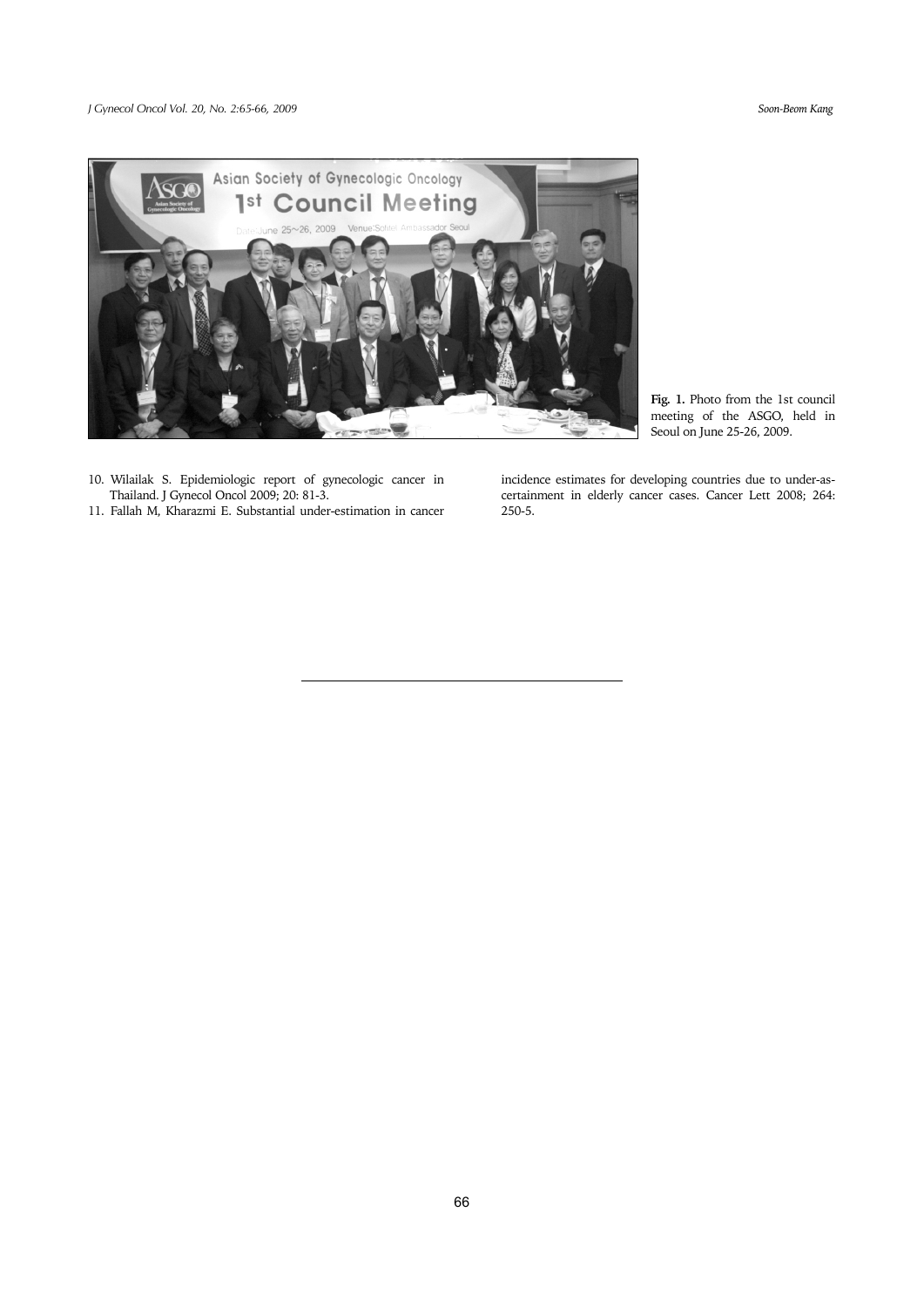Fig. 1. Photo from the 1st council meeting of the ASGO, held in Seoul on June 25-26, 2009.

10. Wilailak S. Epidemiologic report of gynecologic cancer in Thailand. J Gynecol Oncol 2009; 20: 81-3.
11. Fallah M, Kharazmi E. Substantial under-estimation in cancer incidence estimates for developing countries due to under-ascertainment in elderly cancer cases. Cancer Lett 2008; 264: 250-5.